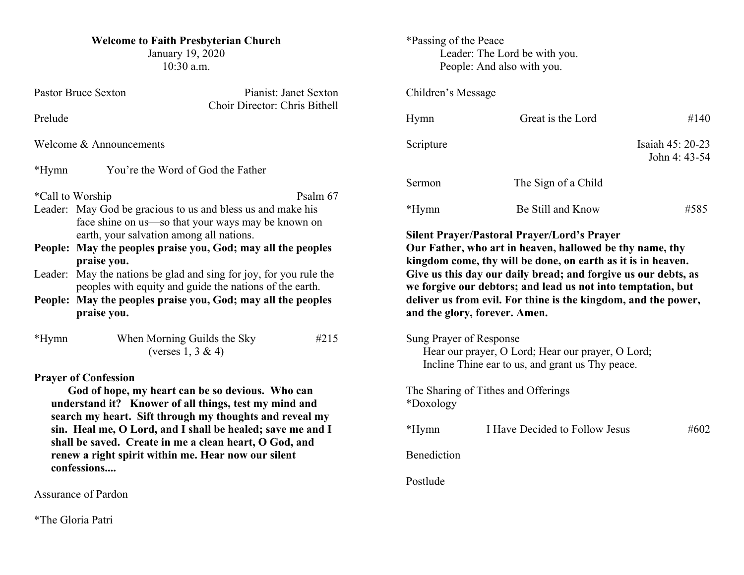**Welcome to Faith Presbyterian Church**
January 19, 2020
10:30 a.m.

Pastor Bruce Sexton — Pianist: Janet Sexton
Choir Director: Chris Bithell

Prelude

Welcome & Announcements

*Hymn — You're the Word of God the Father

*Call to Worship — Psalm 67

Leader: May God be gracious to us and bless us and make his face shine on us—so that your ways may be known on earth, your salvation among all nations.

**People: May the peoples praise you, God; may all the peoples praise you.**

Leader: May the nations be glad and sing for joy, for you rule the peoples with equity and guide the nations of the earth.

**People: May the peoples praise you, God; may all the peoples praise you.**

*Hymn — When Morning Guilds the Sky — #215
(verses 1, 3 & 4)

**Prayer of Confession**

**God of hope, my heart can be so devious. Who can understand it? Knower of all things, test my mind and search my heart. Sift through my thoughts and reveal my sin. Heal me, O Lord, and I shall be healed; save me and I shall be saved. Create in me a clean heart, O God, and renew a right spirit within me. Hear now our silent confessions....**

Assurance of Pardon

*The Gloria Patri

*Passing of the Peace
Leader: The Lord be with you.
People: And also with you.

Children's Message

Hymn — Great is the Lord — #140

Scripture — Isaiah 45: 20-23
John 4: 43-54

Sermon — The Sign of a Child

*Hymn — Be Still and Know — #585

**Silent Prayer/Pastoral Prayer/Lord's Prayer**
**Our Father, who art in heaven, hallowed be thy name, thy kingdom come, thy will be done, on earth as it is in heaven. Give us this day our daily bread; and forgive us our debts, as we forgive our debtors; and lead us not into temptation, but deliver us from evil. For thine is the kingdom, and the power, and the glory, forever. Amen.**

Sung Prayer of Response
Hear our prayer, O Lord; Hear our prayer, O Lord;
Incline Thine ear to us, and grant us Thy peace.

The Sharing of Tithes and Offerings
*Doxology

*Hymn — I Have Decided to Follow Jesus — #602

Benediction

Postlude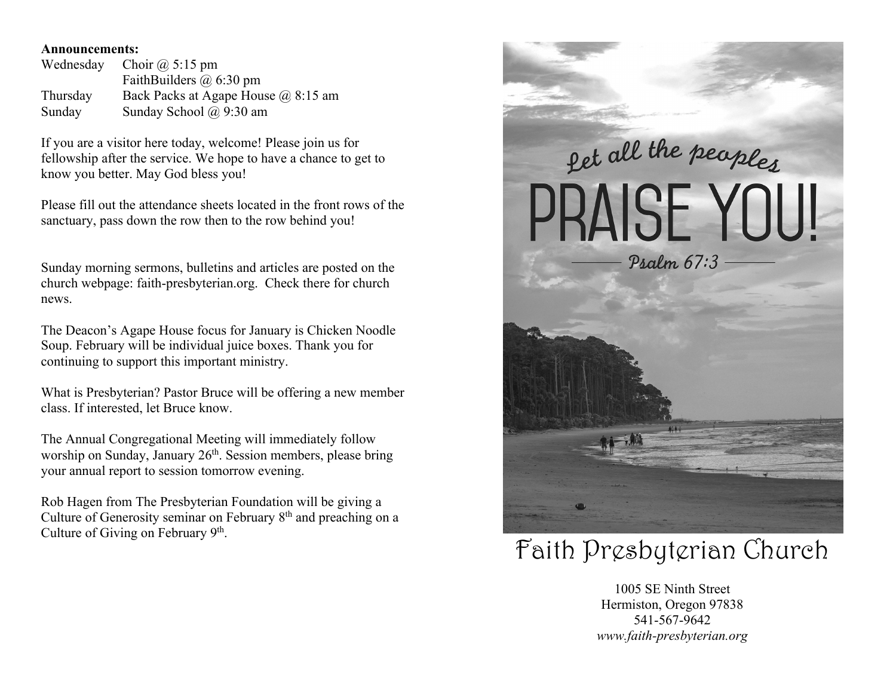**Announcements:**

| | |
|---|---|
| Wednesday | Choir @ 5:15 pm |
| | FaithBuilders @ 6:30 pm |
| Thursday | Back Packs at Agape House @ 8:15 am |
| Sunday | Sunday School @ 9:30 am |

If you are a visitor here today, welcome! Please join us for fellowship after the service. We hope to have a chance to get to know you better. May God bless you!

Please fill out the attendance sheets located in the front rows of the sanctuary, pass down the row then to the row behind you!

Sunday morning sermons, bulletins and articles are posted on the church webpage: faith-presbyterian.org. Check there for church news.

The Deacon's Agape House focus for January is Chicken Noodle Soup. February will be individual juice boxes. Thank you for continuing to support this important ministry.

What is Presbyterian? Pastor Bruce will be offering a new member class. If interested, let Bruce know.

The Annual Congregational Meeting will immediately follow worship on Sunday, January 26th. Session members, please bring your annual report to session tomorrow evening.

Rob Hagen from The Presbyterian Foundation will be giving a Culture of Generosity seminar on February 8th and preaching on a Culture of Giving on February 9th.

Let all the peoples

PRAISE YOU!

Psalm 67:3

# Faith Presbyterian Church

1005 SE Ninth Street
Hermiston, Oregon 97838
541-567-9642
*www.faith-presbyterian.org*